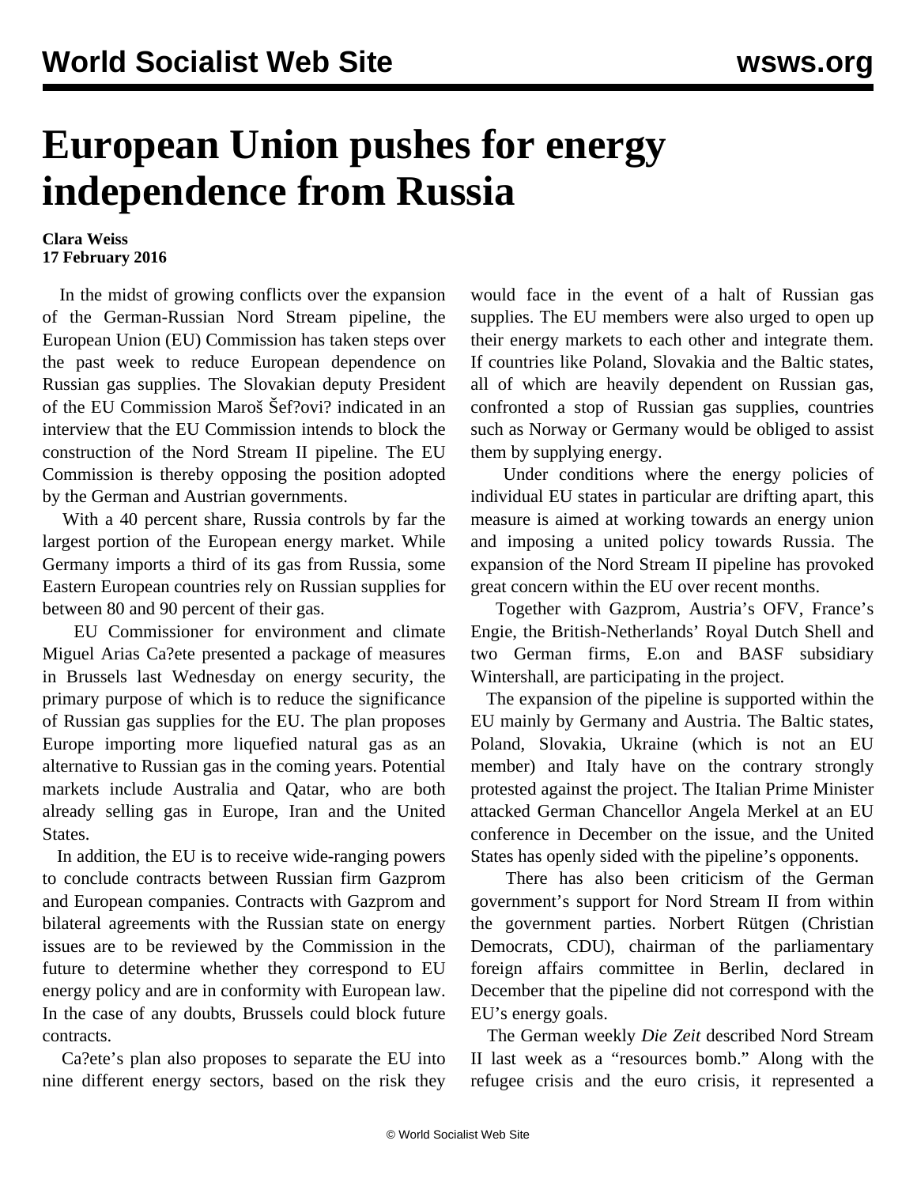# European Union pushes for energy independence from Russia

**Clara Weiss**
**17 February 2016**

In the midst of growing conflicts over the expansion of the German-Russian Nord Stream pipeline, the European Union (EU) Commission has taken steps over the past week to reduce European dependence on Russian gas supplies. The Slovakian deputy President of the EU Commission Maroš Šef?ovi? indicated in an interview that the EU Commission intends to block the construction of the Nord Stream II pipeline. The EU Commission is thereby opposing the position adopted by the German and Austrian governments.

With a 40 percent share, Russia controls by far the largest portion of the European energy market. While Germany imports a third of its gas from Russia, some Eastern European countries rely on Russian supplies for between 80 and 90 percent of their gas.

EU Commissioner for environment and climate Miguel Arias Ca?ete presented a package of measures in Brussels last Wednesday on energy security, the primary purpose of which is to reduce the significance of Russian gas supplies for the EU. The plan proposes Europe importing more liquefied natural gas as an alternative to Russian gas in the coming years. Potential markets include Australia and Qatar, who are both already selling gas in Europe, Iran and the United States.

In addition, the EU is to receive wide-ranging powers to conclude contracts between Russian firm Gazprom and European companies. Contracts with Gazprom and bilateral agreements with the Russian state on energy issues are to be reviewed by the Commission in the future to determine whether they correspond to EU energy policy and are in conformity with European law. In the case of any doubts, Brussels could block future contracts.

Ca?ete's plan also proposes to separate the EU into nine different energy sectors, based on the risk they would face in the event of a halt of Russian gas supplies. The EU members were also urged to open up their energy markets to each other and integrate them. If countries like Poland, Slovakia and the Baltic states, all of which are heavily dependent on Russian gas, confronted a stop of Russian gas supplies, countries such as Norway or Germany would be obliged to assist them by supplying energy.

Under conditions where the energy policies of individual EU states in particular are drifting apart, this measure is aimed at working towards an energy union and imposing a united policy towards Russia. The expansion of the Nord Stream II pipeline has provoked great concern within the EU over recent months.

Together with Gazprom, Austria's OFV, France's Engie, the British-Netherlands' Royal Dutch Shell and two German firms, E.on and BASF subsidiary Wintershall, are participating in the project.

The expansion of the pipeline is supported within the EU mainly by Germany and Austria. The Baltic states, Poland, Slovakia, Ukraine (which is not an EU member) and Italy have on the contrary strongly protested against the project. The Italian Prime Minister attacked German Chancellor Angela Merkel at an EU conference in December on the issue, and the United States has openly sided with the pipeline's opponents.

There has also been criticism of the German government's support for Nord Stream II from within the government parties. Norbert Rütgen (Christian Democrats, CDU), chairman of the parliamentary foreign affairs committee in Berlin, declared in December that the pipeline did not correspond with the EU's energy goals.

The German weekly *Die Zeit* described Nord Stream II last week as a "resources bomb." Along with the refugee crisis and the euro crisis, it represented a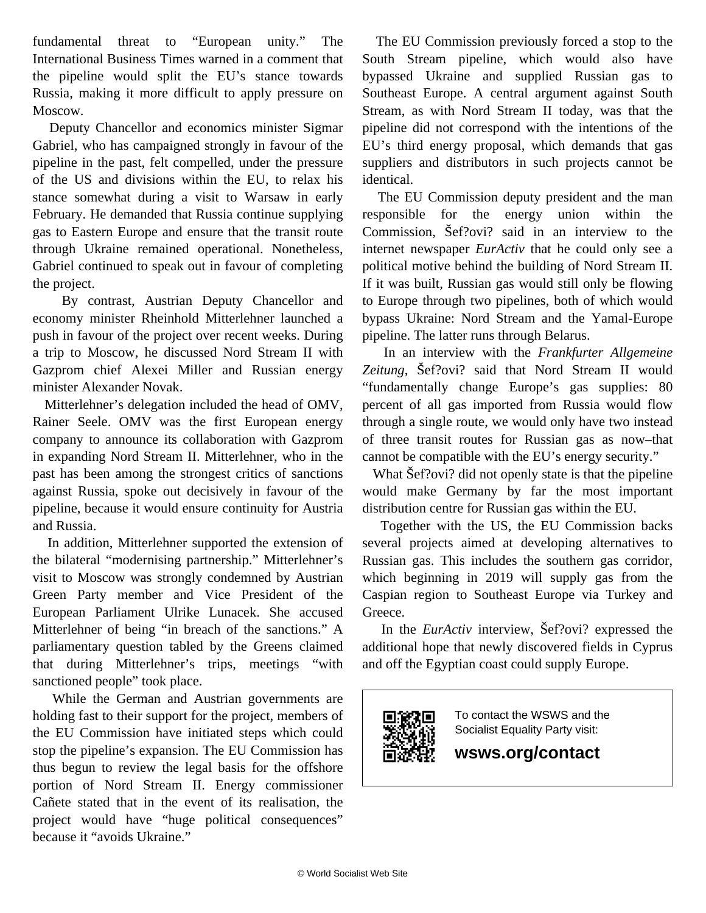fundamental threat to "European unity." The International Business Times warned in a comment that the pipeline would split the EU's stance towards Russia, making it more difficult to apply pressure on Moscow.

Deputy Chancellor and economics minister Sigmar Gabriel, who has campaigned strongly in favour of the pipeline in the past, felt compelled, under the pressure of the US and divisions within the EU, to relax his stance somewhat during a visit to Warsaw in early February. He demanded that Russia continue supplying gas to Eastern Europe and ensure that the transit route through Ukraine remained operational. Nonetheless, Gabriel continued to speak out in favour of completing the project.

By contrast, Austrian Deputy Chancellor and economy minister Rheinhold Mitterlehner launched a push in favour of the project over recent weeks. During a trip to Moscow, he discussed Nord Stream II with Gazprom chief Alexei Miller and Russian energy minister Alexander Novak.

Mitterlehner's delegation included the head of OMV, Rainer Seele. OMV was the first European energy company to announce its collaboration with Gazprom in expanding Nord Stream II. Mitterlehner, who in the past has been among the strongest critics of sanctions against Russia, spoke out decisively in favour of the pipeline, because it would ensure continuity for Austria and Russia.

In addition, Mitterlehner supported the extension of the bilateral "modernising partnership." Mitterlehner's visit to Moscow was strongly condemned by Austrian Green Party member and Vice President of the European Parliament Ulrike Lunacek. She accused Mitterlehner of being "in breach of the sanctions." A parliamentary question tabled by the Greens claimed that during Mitterlehner's trips, meetings "with sanctioned people" took place.

While the German and Austrian governments are holding fast to their support for the project, members of the EU Commission have initiated steps which could stop the pipeline's expansion. The EU Commission has thus begun to review the legal basis for the offshore portion of Nord Stream II. Energy commissioner Cañete stated that in the event of its realisation, the project would have "huge political consequences" because it "avoids Ukraine."

The EU Commission previously forced a stop to the South Stream pipeline, which would also have bypassed Ukraine and supplied Russian gas to Southeast Europe. A central argument against South Stream, as with Nord Stream II today, was that the pipeline did not correspond with the intentions of the EU's third energy proposal, which demands that gas suppliers and distributors in such projects cannot be identical.

The EU Commission deputy president and the man responsible for the energy union within the Commission, Šef?ovi? said in an interview to the internet newspaper *EurActiv* that he could only see a political motive behind the building of Nord Stream II. If it was built, Russian gas would still only be flowing to Europe through two pipelines, both of which would bypass Ukraine: Nord Stream and the Yamal-Europe pipeline. The latter runs through Belarus.

In an interview with the *Frankfurter Allgemeine Zeitung*, Šef?ovi? said that Nord Stream II would "fundamentally change Europe's gas supplies: 80 percent of all gas imported from Russia would flow through a single route, we would only have two instead of three transit routes for Russian gas as now–that cannot be compatible with the EU's energy security."

What Šef?ovi? did not openly state is that the pipeline would make Germany by far the most important distribution centre for Russian gas within the EU.

Together with the US, the EU Commission backs several projects aimed at developing alternatives to Russian gas. This includes the southern gas corridor, which beginning in 2019 will supply gas from the Caspian region to Southeast Europe via Turkey and Greece.

In the *EurActiv* interview, Šef?ovi? expressed the additional hope that newly discovered fields in Cyprus and off the Egyptian coast could supply Europe.

To contact the WSWS and the Socialist Equality Party visit:

**wsws.org/contact**